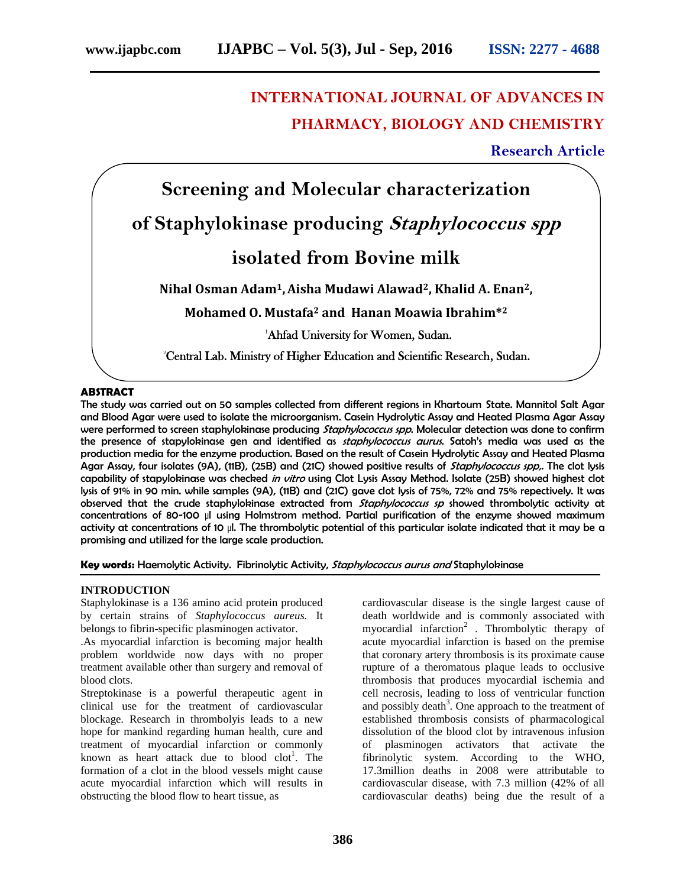# INTERNATIONAL JOURNAL OF ADVANCES IN PHARMACY, BIOLOGY AND CHEMISTRY

**Research Article**

# Screening and Molecular characterization of Staphylokinase producing *Staphylococcus spp* isolated from Bovine milk

**Nihal Osman Adam[1], Aisha Mudawi Alawad[2], Khalid A. Enan[2], Mohamed O. Mustafa[2] and Hanan Moawia Ibrahim*[2]**

[1]Ahfad University for Women, Sudan.

[2]Central Lab. Ministry of Higher Education and Scientific Research, Sudan.

## ABSTRACT

The study was carried out on 50 samples collected from different regions in Khartoum State. Mannitol Salt Agar and Blood Agar were used to isolate the microorganism. Casein Hydrolytic Assay and Heated Plasma Agar Assay were performed to screen staphylokinase producing *Staphylococcus spp*. Molecular detection was done to confirm the presence of stapylokinase gen and identified as *staphylococcus aurus*. Satoh's media was used as the production media for the enzyme production. Based on the result of Casein Hydrolytic Assay and Heated Plasma Agar Assay, four isolates (9A), (11B), (25B) and (21C) showed positive results of *Staphylococcus spp,*. The clot lysis capability of stapylokinase was checked *in vitro* using Clot Lysis Assay Method. Isolate (25B) showed highest clot lysis of 91% in 90 min. while samples (9A), (11B) and (21C) gave clot lysis of 75%, 72% and 75% repectively. It was observed that the crude staphylokinase extracted from *Staphylococcus sp* showed thrombolytic activity at concentrations of 80-100 µl using Holmstrom method. Partial purification of the enzyme showed maximum activity at concentrations of 10 µl. The thrombolytic potential of this particular isolate indicated that it may be a promising and utilized for the large scale production.

**Key words:** Haemolytic Activity. Fibrinolytic Activity, *Staphylococcus aurus and* Staphylokinase

## INTRODUCTION

Staphylokinase is a 136 amino acid protein produced by certain strains of *Staphylococcus aureus.* It belongs to fibrin-specific plasminogen activator.

.As myocardial infarction is becoming major health problem worldwide now days with no proper treatment available other than surgery and removal of blood clots.

Streptokinase is a powerful therapeutic agent in clinical use for the treatment of cardiovascular blockage. Research in thrombolyis leads to a new hope for mankind regarding human health, cure and treatment of myocardial infarction or commonly known as heart attack due to blood clot[1]. The formation of a clot in the blood vessels might cause acute myocardial infarction which will results in obstructing the blood flow to heart tissue, as cardiovascular disease is the single largest cause of death worldwide and is commonly associated with myocardial infarction[2] . Thrombolytic therapy of acute myocardial infarction is based on the premise that coronary artery thrombosis is its proximate cause rupture of a theromatous plaque leads to occlusive thrombosis that produces myocardial ischemia and cell necrosis, leading to loss of ventricular function and possibly death[3]. One approach to the treatment of established thrombosis consists of pharmacological dissolution of the blood clot by intravenous infusion of plasminogen activators that activate the fibrinolytic system. According to the WHO, 17.3million deaths in 2008 were attributable to cardiovascular disease, with 7.3 million (42% of all cardiovascular deaths) being due the result of a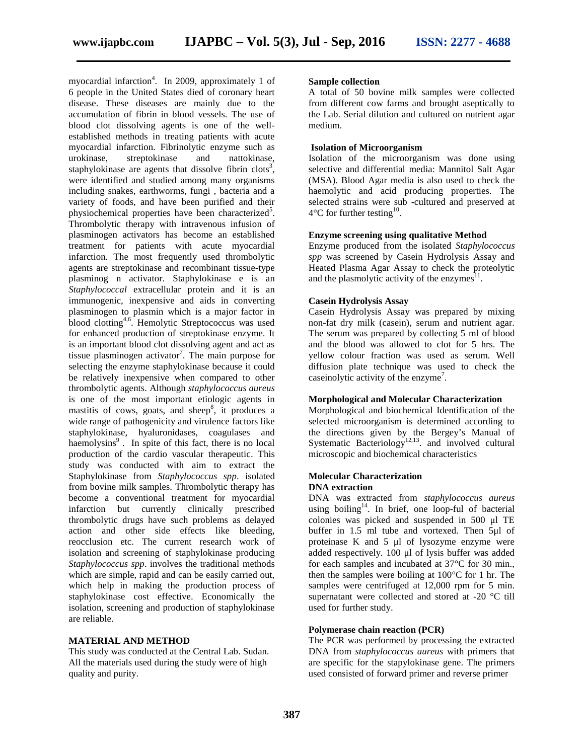myocardial infarction[4]. In 2009, approximately 1 of 6 people in the United States died of coronary heart disease. These diseases are mainly due to the accumulation of fibrin in blood vessels. The use of blood clot dissolving agents is one of the well-established methods in treating patients with acute myocardial infarction. Fibrinolytic enzyme such as urokinase, streptokinase and nattokinase, staphylokinase are agents that dissolve fibrin clots[3], were identified and studied among many organisms including snakes, earthworms, fungi , bacteria and a variety of foods, and have been purified and their physiochemical properties have been characterized[5]. Thrombolytic therapy with intravenous infusion of plasminogen activators has become an established treatment for patients with acute myocardial infarction. The most frequently used thrombolytic agents are streptokinase and recombinant tissue-type plasminog n activator. Staphylokinase e is an *Staphylococcal* extracellular protein and it is an immunogenic, inexpensive and aids in converting plasminogen to plasmin which is a major factor in blood clotting[4,6]. Hemolytic Streptococcus was used for enhanced production of streptokinase enzyme. It is an important blood clot dissolving agent and act as tissue plasminogen activator[7]. The main purpose for selecting the enzyme staphylokinase because it could be relatively inexpensive when compared to other thrombolytic agents. Although *staphylococcus aureus* is one of the most important etiologic agents in mastitis of cows, goats, and sheep[8], it produces a wide range of pathogenicity and virulence factors like staphylokinase, hyaluronidases, coagulases and haemolysins[9] . In spite of this fact, there is no local production of the cardio vascular therapeutic. This study was conducted with aim to extract the Staphylokinase from *Staphylococcus spp*. isolated from bovine milk samples. Thrombolytic therapy has become a conventional treatment for myocardial infarction but currently clinically prescribed thrombolytic drugs have such problems as delayed action and other side effects like bleeding, reocclusion etc. The current research work of isolation and screening of staphylokinase producing *Staphylococcus spp*. involves the traditional methods which are simple, rapid and can be easily carried out, which help in making the production process of staphylokinase cost effective. Economically the isolation, screening and production of staphylokinase are reliable.

## MATERIAL AND METHOD

This study was conducted at the Central Lab. Sudan. All the materials used during the study were of high quality and purity.

### Sample collection

A total of 50 bovine milk samples were collected from different cow farms and brought aseptically to the Lab. Serial dilution and cultured on nutrient agar medium.

### Isolation of Microorganism

Isolation of the microorganism was done using selective and differential media: Mannitol Salt Agar (MSA). Blood Agar media is also used to check the haemolytic and acid producing properties. The selected strains were sub -cultured and preserved at 4°C for further testing[10].

### Enzyme screening using qualitative Method

Enzyme produced from the isolated *Staphylococcus spp* was screened by Casein Hydrolysis Assay and Heated Plasma Agar Assay to check the proteolytic and the plasmolytic activity of the enzymes[11].

### Casein Hydrolysis Assay

Casein Hydrolysis Assay was prepared by mixing non-fat dry milk (casein), serum and nutrient agar. The serum was prepared by collecting 5 ml of blood and the blood was allowed to clot for 5 hrs. The yellow colour fraction was used as serum. Well diffusion plate technique was used to check the caseinolytic activity of the enzyme[7].

### Morphological and Molecular Characterization

Morphological and biochemical Identification of the selected microorganism is determined according to the directions given by the Bergey's Manual of Systematic Bacteriology[12,13]. and involved cultural microscopic and biochemical characteristics

### Molecular Characterization

#### DNA extraction

DNA was extracted from *staphylococcus aureus* using boiling[14]. In brief, one loop-ful of bacterial colonies was picked and suspended in 500 µl TE buffer in 1.5 ml tube and vortexed. Then 5µl of proteinase K and 5 µl of lysozyme enzyme were added respectively. 100 µl of lysis buffer was added for each samples and incubated at 37°C for 30 min., then the samples were boiling at 100°C for 1 hr. The samples were centrifuged at 12,000 rpm for 5 min. supernatant were collected and stored at -20 °C till used for further study.

### Polymerase chain reaction (PCR)

The PCR was performed by processing the extracted DNA from *staphylococcus aureus* with primers that are specific for the stapylokinase gene. The primers used consisted of forward primer and reverse primer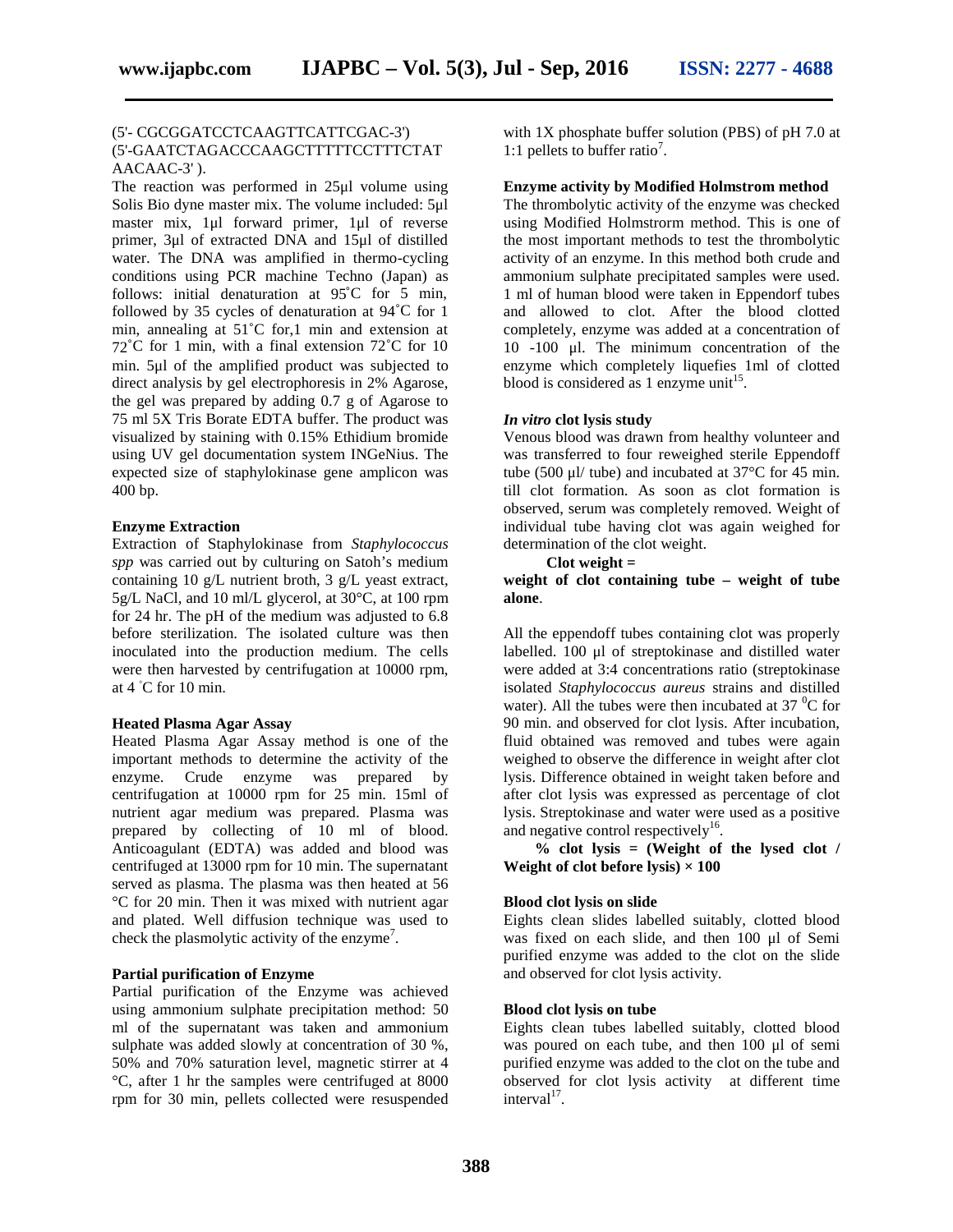(5'- CGCGGATCCTCAAGTTCATTCGAC-3')
(5'-GAATCTAGACCCAAGCTTTTTCCTTTCTAT AACAAC-3' ).

The reaction was performed in 25µl volume using Solis Bio dyne master mix. The volume included: 5µl master mix, 1µl forward primer, 1µl of reverse primer, 3µl of extracted DNA and 15µl of distilled water. The DNA was amplified in thermo-cycling conditions using PCR machine Techno (Japan) as follows: initial denaturation at 95˚C for 5 min, followed by 35 cycles of denaturation at 94˚C for 1 min, annealing at 51˚C for,1 min and extension at 72˚C for 1 min, with a final extension 72˚C for 10 min. 5µl of the amplified product was subjected to direct analysis by gel electrophoresis in 2% Agarose, the gel was prepared by adding 0.7 g of Agarose to 75 ml 5X Tris Borate EDTA buffer. The product was visualized by staining with 0.15% Ethidium bromide using UV gel documentation system INGeNius. The expected size of staphylokinase gene amplicon was 400 bp.

**Enzyme Extraction**

Extraction of Staphylokinase from *Staphylococcus spp* was carried out by culturing on Satoh's medium containing 10 g/L nutrient broth, 3 g/L yeast extract, 5g/L NaCl, and 10 ml/L glycerol, at 30°C, at 100 rpm for 24 hr. The pH of the medium was adjusted to 6.8 before sterilization. The isolated culture was then inoculated into the production medium. The cells were then harvested by centrifugation at 10000 rpm, at 4 ˚C for 10 min.

**Heated Plasma Agar Assay**

Heated Plasma Agar Assay method is one of the important methods to determine the activity of the enzyme. Crude enzyme was prepared by centrifugation at 10000 rpm for 25 min. 15ml of nutrient agar medium was prepared. Plasma was prepared by collecting of 10 ml of blood. Anticoagulant (EDTA) was added and blood was centrifuged at 13000 rpm for 10 min. The supernatant served as plasma. The plasma was then heated at 56 °C for 20 min. Then it was mixed with nutrient agar and plated. Well diffusion technique was used to check the plasmolytic activity of the enzyme[7].

**Partial purification of Enzyme**

Partial purification of the Enzyme was achieved using ammonium sulphate precipitation method: 50 ml of the supernatant was taken and ammonium sulphate was added slowly at concentration of 30 %, 50% and 70% saturation level, magnetic stirrer at 4 °C, after 1 hr the samples were centrifuged at 8000 rpm for 30 min, pellets collected were resuspended with 1X phosphate buffer solution (PBS) of pH 7.0 at 1:1 pellets to buffer ratio[7].

**Enzyme activity by Modified Holmstrom method**

The thrombolytic activity of the enzyme was checked using Modified Holmstrorm method. This is one of the most important methods to test the thrombolytic activity of an enzyme. In this method both crude and ammonium sulphate precipitated samples were used. 1 ml of human blood were taken in Eppendorf tubes and allowed to clot. After the blood clotted completely, enzyme was added at a concentration of 10 -100 µl. The minimum concentration of the enzyme which completely liquefies 1ml of clotted blood is considered as 1 enzyme unit[15].

***In vitro* clot lysis study**

Venous blood was drawn from healthy volunteer and was transferred to four reweighed sterile Eppendoff tube (500 µl/ tube) and incubated at 37°C for 45 min. till clot formation. As soon as clot formation is observed, serum was completely removed. Weight of individual tube having clot was again weighed for determination of the clot weight.

**Clot weight = weight of clot containing tube – weight of tube alone**.

All the eppendoff tubes containing clot was properly labelled. 100 µl of streptokinase and distilled water were added at 3:4 concentrations ratio (streptokinase isolated *Staphylococcus aureus* strains and distilled water). All the tubes were then incubated at 37 $^0$C for 90 min. and observed for clot lysis. After incubation, fluid obtained was removed and tubes were again weighed to observe the difference in weight after clot lysis. Difference obtained in weight taken before and after clot lysis was expressed as percentage of clot lysis. Streptokinase and water were used as a positive and negative control respectively[16].

**% clot lysis = (Weight of the lysed clot / Weight of clot before lysis) × 100**

**Blood clot lysis on slide**

Eights clean slides labelled suitably, clotted blood was fixed on each slide, and then 100 µl of Semi purified enzyme was added to the clot on the slide and observed for clot lysis activity.

**Blood clot lysis on tube**

Eights clean tubes labelled suitably, clotted blood was poured on each tube, and then 100 µl of semi purified enzyme was added to the clot on the tube and observed for clot lysis activity at different time interval[17].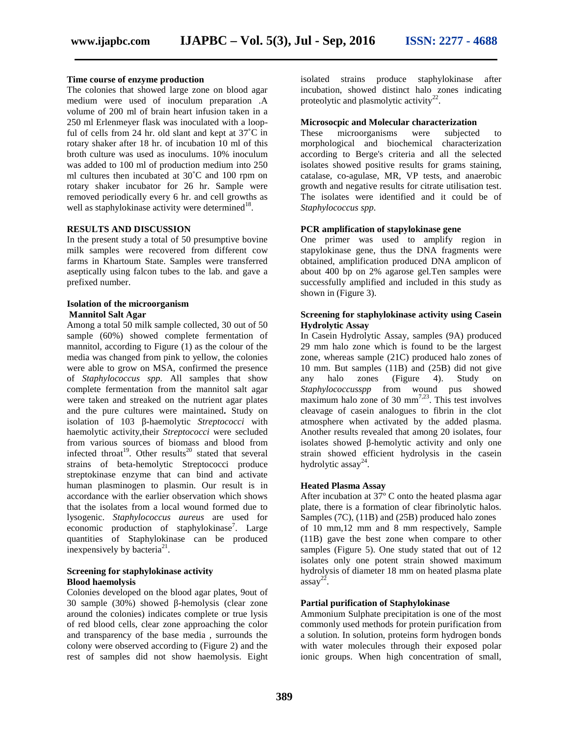### Time course of enzyme production

The colonies that showed large zone on blood agar medium were used of inoculum preparation .A volume of 200 ml of brain heart infusion taken in a 250 ml Erlenmeyer flask was inoculated with a loop-ful of cells from 24 hr. old slant and kept at 37˚C in rotary shaker after 18 hr. of incubation 10 ml of this broth culture was used as inoculums. 10% inoculum was added to 100 ml of production medium into 250 ml cultures then incubated at 30˚C and 100 rpm on rotary shaker incubator for 26 hr. Sample were removed periodically every 6 hr. and cell growths as well as staphylokinase activity were determined[18].

## RESULTS AND DISCUSSION

In the present study a total of 50 presumptive bovine milk samples were recovered from different cow farms in Khartoum State. Samples were transferred aseptically using falcon tubes to the lab. and gave a prefixed number.

### Isolation of the microorganism

#### Mannitol Salt Agar

Among a total 50 milk sample collected, 30 out of 50 sample (60%) showed complete fermentation of mannitol, according to Figure (1) as the colour of the media was changed from pink to yellow, the colonies were able to grow on MSA, confirmed the presence of *Staphylococcus spp.* All samples that show complete fermentation from the mannitol salt agar were taken and streaked on the nutrient agar plates and the pure cultures were maintained**.** Study on isolation of 103 β-haemolytic *Streptococci* with haemolytic activity,their *Streptococci* were secluded from various sources of biomass and blood from infected throat[19]. Other results[20] stated that several strains of beta-hemolytic Streptococci produce streptokinase enzyme that can bind and activate human plasminogen to plasmin. Our result is in accordance with the earlier observation which shows that the isolates from a local wound formed due to lysogenic. *Staphylococcus aureus* are used for economic production of staphylokinase[7]. Large quantities of Staphylokinase can be produced inexpensively by bacteria[21].

### Screening for staphylokinase activity

#### Blood haemolysis

Colonies developed on the blood agar plates, 9out of 30 sample (30%) showed β-hemolysis (clear zone around the colonies) indicates complete or true lysis of red blood cells, clear zone approaching the color and transparency of the base media , surrounds the colony were observed according to (Figure 2) and the rest of samples did not show haemolysis. Eight isolated strains produce staphylokinase after incubation, showed distinct halo zones indicating proteolytic and plasmolytic activity[22].

### Microsocpic and Molecular characterization

These microorganisms were subjected to morphological and biochemical characterization according to Berge's criteria and all the selected isolates showed positive results for grams staining, catalase, co-agulase, MR, VP tests, and anaerobic growth and negative results for citrate utilisation test. The isolates were identified and it could be of *Staphylococcus spp*.

### PCR amplification of stapylokinase gene

One primer was used to amplify region in stapylokinase gene, thus the DNA fragments were obtained, amplification produced DNA amplicon of about 400 bp on 2% agarose gel.Ten samples were successfully amplified and included in this study as shown in (Figure 3).

### Screening for staphylokinase activity using Casein Hydrolytic Assay

In Casein Hydrolytic Assay, samples (9A) produced 29 mm halo zone which is found to be the largest zone, whereas sample (21C) produced halo zones of 10 mm. But samples (11B) and (25B) did not give any halo zones (Figure 4). Study on *Staphylococcusspp* from wound pus showed maximum halo zone of 30 mm[7,23]. This test involves cleavage of casein analogues to fibrin in the clot atmosphere when activated by the added plasma. Another results revealed that among 20 isolates, four isolates showed β-hemolytic activity and only one strain showed efficient hydrolysis in the casein hydrolytic assay[24].

### Heated Plasma Assay

After incubation at 37º C onto the heated plasma agar plate, there is a formation of clear fibrinolytic halos. Samples (7C), (11B) and (25B) produced halo zones of 10 mm,12 mm and 8 mm respectively, Sample (11B) gave the best zone when compare to other samples (Figure 5). One study stated that out of 12 isolates only one potent strain showed maximum hydrolysis of diameter 18 mm on heated plasma plate assay[22].

### Partial purification of Staphylokinase

Ammonium Sulphate precipitation is one of the most commonly used methods for protein purification from a solution. In solution, proteins form hydrogen bonds with water molecules through their exposed polar ionic groups. When high concentration of small,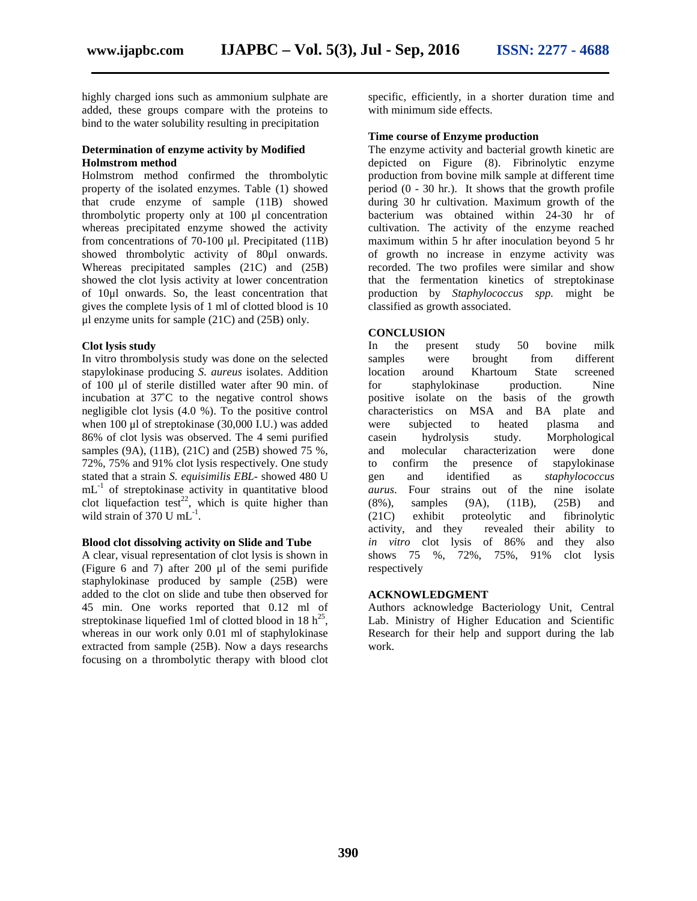highly charged ions such as ammonium sulphate are added, these groups compare with the proteins to bind to the water solubility resulting in precipitation

**Determination of enzyme activity by Modified Holmstrom method**

Holmstrom method confirmed the thrombolytic property of the isolated enzymes. Table (1) showed that crude enzyme of sample (11B) showed thrombolytic property only at 100 µl concentration whereas precipitated enzyme showed the activity from concentrations of 70-100 µl. Precipitated (11B) showed thrombolytic activity of 80µl onwards. Whereas precipitated samples (21C) and (25B) showed the clot lysis activity at lower concentration of 10µl onwards. So, the least concentration that gives the complete lysis of 1 ml of clotted blood is 10 µl enzyme units for sample (21C) and (25B) only.

**Clot lysis study**

In vitro thrombolysis study was done on the selected stapylokinase producing *S. aureus* isolates. Addition of 100 µl of sterile distilled water after 90 min. of incubation at 37˚C to the negative control shows negligible clot lysis (4.0 %). To the positive control when 100 µl of streptokinase (30,000 I.U.) was added 86% of clot lysis was observed. The 4 semi purified samples (9A), (11B), (21C) and (25B) showed 75 %, 72%, 75% and 91% clot lysis respectively. One study stated that a strain *S. equisimilis EBL*- showed 480 U $mL^{-1}$ of streptokinase activity in quantitative blood clot liquefaction test[22], which is quite higher than wild strain of 370 U $mL^{-1}$.

**Blood clot dissolving activity on Slide and Tube**

A clear, visual representation of clot lysis is shown in (Figure 6 and 7) after 200 µl of the semi purifide staphylokinase produced by sample (25B) were added to the clot on slide and tube then observed for 45 min. One works reported that 0.12 ml of streptokinase liquefied 1ml of clotted blood in 18 h[25], whereas in our work only 0.01 ml of staphylokinase extracted from sample (25B). Now a days researchs focusing on a thrombolytic therapy with blood clot specific, efficiently, in a shorter duration time and with minimum side effects.

**Time course of Enzyme production**

The enzyme activity and bacterial growth kinetic are depicted on Figure (8). Fibrinolytic enzyme production from bovine milk sample at different time period (0 - 30 hr.). It shows that the growth profile during 30 hr cultivation. Maximum growth of the bacterium was obtained within 24-30 hr of cultivation. The activity of the enzyme reached maximum within 5 hr after inoculation beyond 5 hr of growth no increase in enzyme activity was recorded. The two profiles were similar and show that the fermentation kinetics of streptokinase production by *Staphylococcus spp.* might be classified as growth associated.

## CONCLUSION

In the present study 50 bovine milk samples were brought from different location around Khartoum State screened for staphylokinase production. Nine positive isolate on the basis of the growth characteristics on MSA and BA plate and were subjected to heated plasma and casein hydrolysis study. Morphological and molecular characterization were done to confirm the presence of stapylokinase gen and identified as *staphylococcus aurus*. Four strains out of the nine isolate (8%), samples (9A), (11B), (25B) and (21C) exhibit proteolytic and fibrinolytic activity, and they revealed their ability to *in vitro* clot lysis of 86% and they also shows 75 %, 72%, 75%, 91% clot lysis respectively

## ACKNOWLEDGMENT

Authors acknowledge Bacteriology Unit, Central Lab. Ministry of Higher Education and Scientific Research for their help and support during the lab work.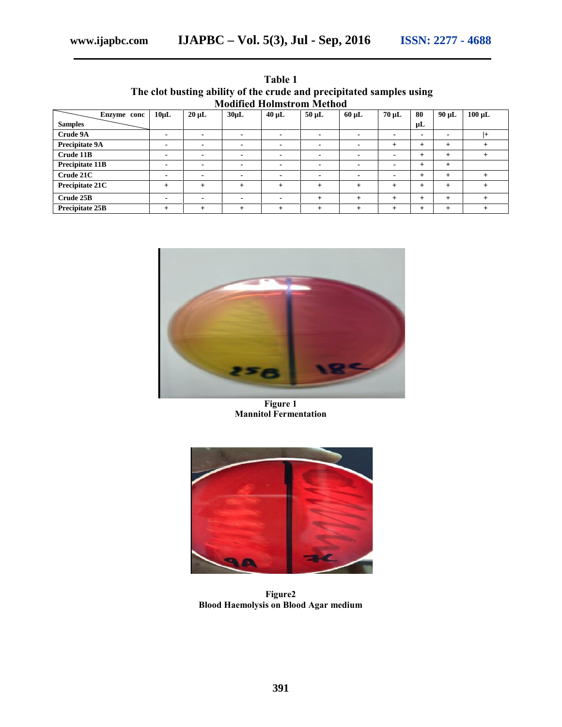**Table 1**
**The clot busting ability of the crude and precipitated samples using Modified Holmstrom Method**

| Samples \ Enzyme conc | 10μL | 20 μL | 30μL | 40 μL | 50 μL | 60 μL | 70 μL | 80 μL | 90 μL | 100 μL |
|---|---|---|---|---|---|---|---|---|---|---|
| **Crude 9A** | - | - | - | - | - | - | - | - | - | \|+ |
| **Precipitate 9A** | - | - | - | - | - | - | + | + | + | + |
| **Crude 11B** | - | - | - | - | - | - | - | + | + | + |
| **Precipitate 11B** | - | - | - | - | - | - | - | + | + | |
| **Crude 21C** | - | - | - | - | - | - | - | + | + | + |
| **Precipitate 21C** | + | + | + | + | + | + | + | + | + | + |
| **Crude 25B** | - | - | - | - | + | + | + | + | + | + |
| **Precipitate 25B** | + | + | + | + | + | + | + | + | + | + |

**Figure 1**
**Mannitol Fermentation**

**Figure2**
**Blood Haemolysis on Blood Agar medium**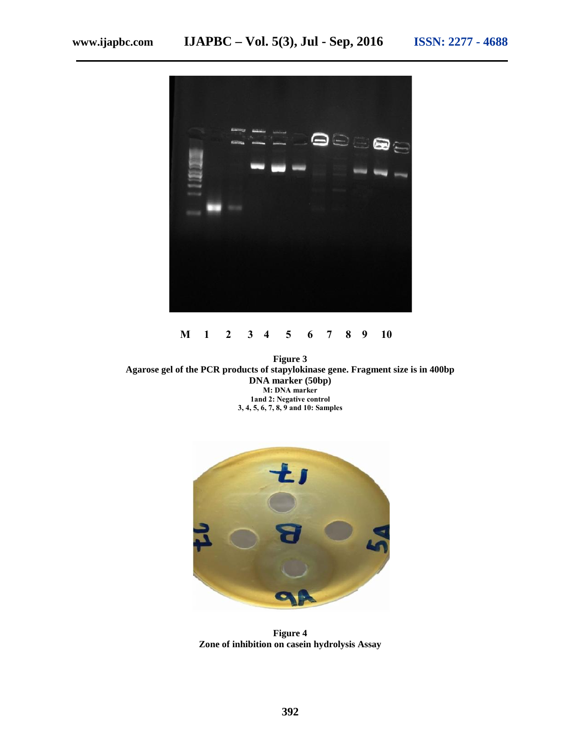M 1 2 3 4 5 6 7 8 9 10

**Figure 3**
**Agarose gel of the PCR products of stapylokinase gene. Fragment size is in 400bp DNA marker (50bp)**
**M: DNA marker**
**1and 2: Negative control**
**3, 4, 5, 6, 7, 8, 9 and 10: Samples**

**Figure 4**
**Zone of inhibition on casein hydrolysis Assay**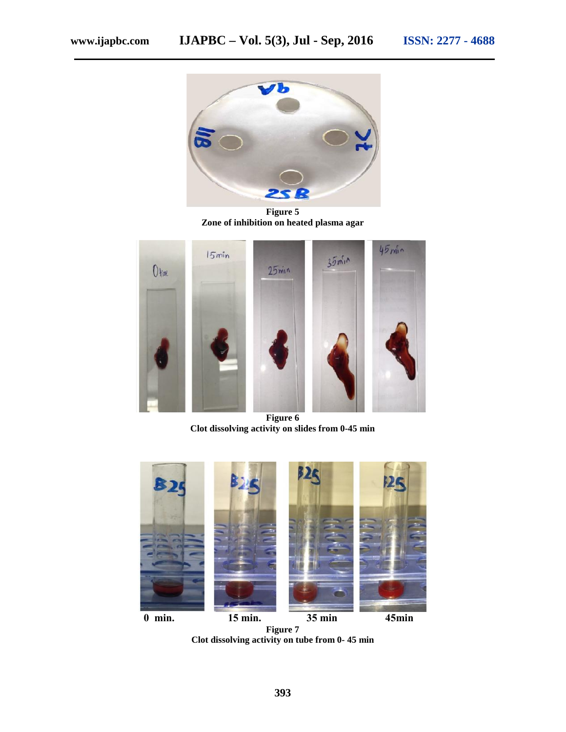**Figure 5**
**Zone of inhibition on heated plasma agar**

**Figure 6**
**Clot dissolving activity on slides from 0-45 min**

**0 min. 15 min. 35 min 45min**

**Figure 7**
**Clot dissolving activity on tube from 0- 45 min**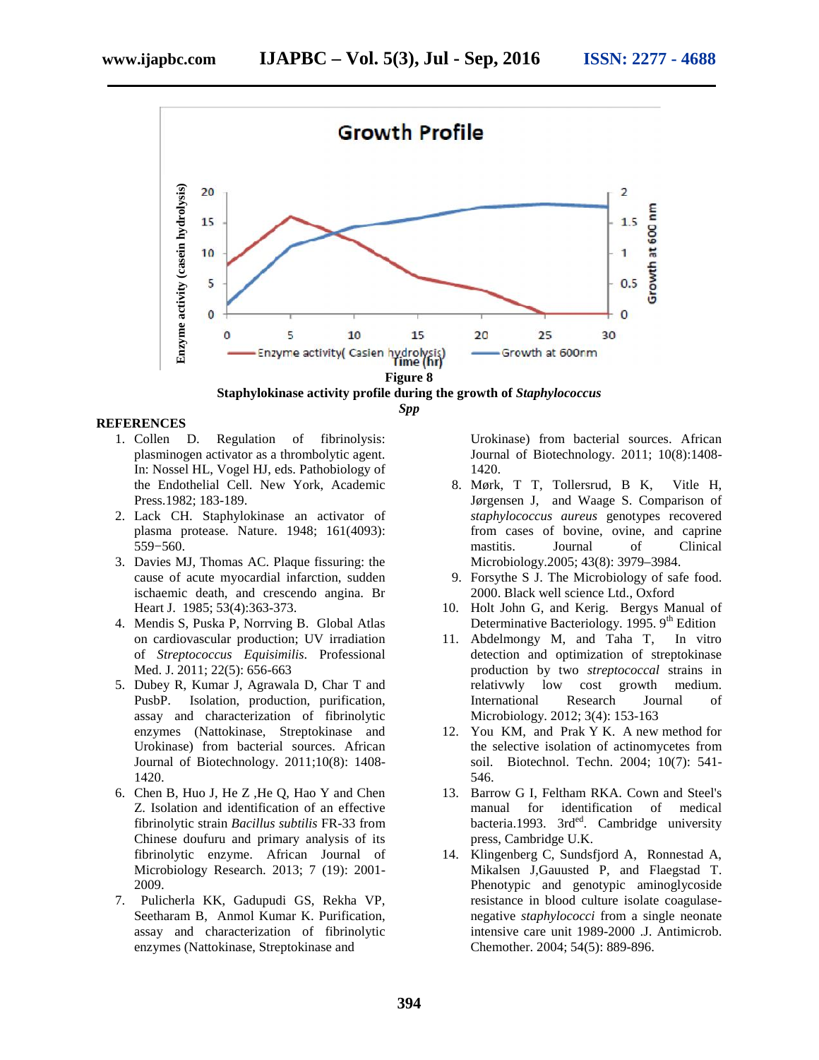**Figure 8**

**Staphylokinase activity profile during the growth of *Staphylococcus Spp***

## REFERENCES

1. Collen D. Regulation of fibrinolysis: plasminogen activator as a thrombolytic agent. In: Nossel HL, Vogel HJ, eds. Pathobiology of the Endothelial Cell. New York, Academic Press.1982; 183-189.
2. Lack CH. Staphylokinase an activator of plasma protease. Nature. 1948; 161(4093): 559−560.
3. Davies MJ, Thomas AC. Plaque fissuring: the cause of acute myocardial infarction, sudden ischaemic death, and crescendo angina. Br Heart J. 1985; 53(4):363-373.
4. Mendis S, Puska P, Norrving B. Global Atlas on cardiovascular production; UV irradiation of *Streptococcus Equisimilis*. Professional Med. J. 2011; 22(5): 656-663
5. Dubey R, Kumar J, Agrawala D, Char T and PusbP. Isolation, production, purification, assay and characterization of fibrinolytic enzymes (Nattokinase, Streptokinase and Urokinase) from bacterial sources. African Journal of Biotechnology. 2011;10(8): 1408-1420.
6. Chen B, Huo J, He Z ,He Q, Hao Y and Chen Z. Isolation and identification of an effective fibrinolytic strain *Bacillus subtilis* FR-33 from Chinese doufuru and primary analysis of its fibrinolytic enzyme. African Journal of Microbiology Research. 2013; 7 (19): 2001-2009.
7. Pulicherla KK, Gadupudi GS, Rekha VP, Seetharam B, Anmol Kumar K. Purification, assay and characterization of fibrinolytic enzymes (Nattokinase, Streptokinase and Urokinase) from bacterial sources. African Journal of Biotechnology. 2011; 10(8):1408-1420.
8. Mørk, T T, Tollersrud, B K, Vitle H, Jørgensen J, and Waage S. Comparison of *staphylococcus aureus* genotypes recovered from cases of bovine, ovine, and caprine mastitis. Journal of Clinical Microbiology.2005; 43(8): 3979–3984.
9. Forsythe S J. The Microbiology of safe food. 2000. Black well science Ltd., Oxford
10. Holt John G, and Kerig. Bergys Manual of Determinative Bacteriology. 1995. 9th Edition
11. Abdelmongy M, and Taha T, In vitro detection and optimization of streptokinase production by two *streptococcal* strains in relativwly low cost growth medium. International Research Journal of Microbiology. 2012; 3(4): 153-163
12. You KM, and Prak Y K. A new method for the selective isolation of actinomycetes from soil. Biotechnol. Techn. 2004; 10(7): 541-546.
13. Barrow G I, Feltham RKA. Cown and Steel's manual for identification of medical bacteria.1993. 3rd ed. Cambridge university press, Cambridge U.K.
14. Klingenberg C, Sundsfjord A, Ronnestad A, Mikalsen J,Gauusted P, and Flaegstad T. Phenotypic and genotypic aminoglycoside resistance in blood culture isolate coagulase-negative *staphylococci* from a single neonate intensive care unit 1989-2000 .J. Antimicrob. Chemother. 2004; 54(5): 889-896.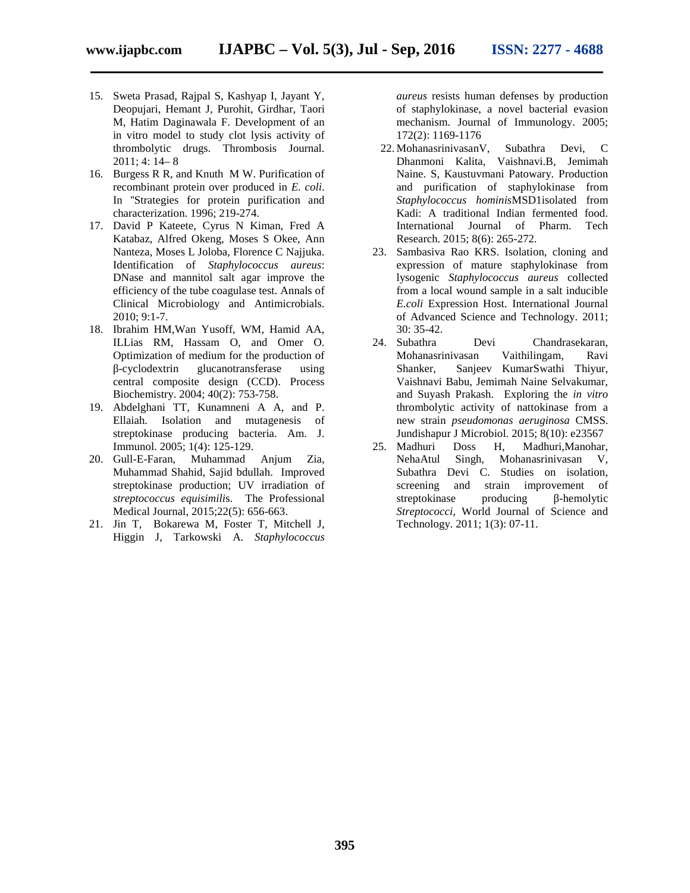15. Sweta Prasad, Rajpal S, Kashyap I, Jayant Y, Deopujari, Hemant J, Purohit, Girdhar, Taori M, Hatim Daginawala F. Development of an in vitro model to study clot lysis activity of thrombolytic drugs. Thrombosis Journal. 2011; 4: 14– 8
16. Burgess R R, and Knuth M W. Purification of recombinant protein over produced in *E. coli*. In "Strategies for protein purification and characterization. 1996; 219-274.
17. David P Kateete, Cyrus N Kiman, Fred A Katabaz, Alfred Okeng, Moses S Okee, Ann Nanteza, Moses L Joloba, Florence C Najjuka. Identification of *Staphylococcus aureus*: DNase and mannitol salt agar improve the efficiency of the tube coagulase test. Annals of Clinical Microbiology and Antimicrobials. 2010; 9:1-7.
18. Ibrahim HM,Wan Yusoff, WM, Hamid AA, ILLias RM, Hassam O, and Omer O. Optimization of medium for the production of β-cyclodextrin glucanotransferase using central composite design (CCD). Process Biochemistry. 2004; 40(2): 753-758.
19. Abdelghani TT, Kunamneni A A, and P. Ellaiah. Isolation and mutagenesis of streptokinase producing bacteria. Am. J. Immunol. 2005; 1(4): 125-129.
20. Gull-E-Faran, Muhammad Anjum Zia, Muhammad Shahid, Sajid bdullah. Improved streptokinase production; UV irradiation of *streptococcus equisimili*s. The Professional Medical Journal, 2015;22(5): 656-663.
21. Jin T, Bokarewa M, Foster T, Mitchell J, Higgin J, Tarkowski A. *Staphylococcus aureus* resists human defenses by production of staphylokinase, a novel bacterial evasion mechanism. Journal of Immunology. 2005; 172(2): 1169-1176
22. MohanasrinivasanV, Subathra Devi, C Dhanmoni Kalita, Vaishnavi.B, Jemimah Naine. S, Kaustuvmani Patowary. Production and purification of staphylokinase from *Staphylococcus hominis*MSD1isolated from Kadi: A traditional Indian fermented food. International Journal of Pharm. Tech Research. 2015; 8(6): 265-272.
23. Sambasiva Rao KRS. Isolation, cloning and expression of mature staphylokinase from lysogenic *Staphylococcus aureus* collected from a local wound sample in a salt inducible *E.coli* Expression Host. International Journal of Advanced Science and Technology. 2011; 30: 35-42.
24. Subathra Devi Chandrasekaran, Mohanasrinivasan Vaithilingam, Ravi Shanker, Sanjeev KumarSwathi Thiyur, Vaishnavi Babu, Jemimah Naine Selvakumar, and Suyash Prakash. Exploring the *in vitro* thrombolytic activity of nattokinase from a new strain *pseudomonas aeruginosa* CMSS. Jundishapur J Microbiol. 2015; 8(10): e23567
25. Madhuri Doss H, Madhuri,Manohar, NehaAtul Singh, Mohanasrinivasan V, Subathra Devi C. Studies on isolation, screening and strain improvement of streptokinase producing β-hemolytic *Streptococci*, World Journal of Science and Technology. 2011; 1(3): 07-11.